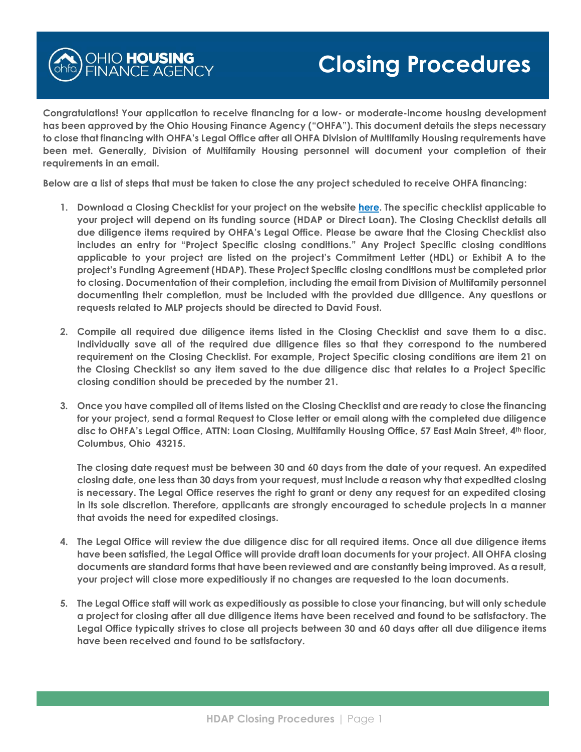OHIO HOUSING FINANCE AGENCY

# Closing Procedures

**Congratulations! Your application to receive financing for a low- or moderate-income housing development has been approved by the Ohio Housing Finance Agency ("OHFA"). This document details the steps necessary to close that financing with OHFA's Legal Office after all OHFA Division of Multifamily Housing requirements have been met. Generally, Division of Multifamily Housing personnel will document your completion of their requirements in an email.**

**Below are a list of steps that must be taken to close the any project scheduled to receive OHFA financing:**

1. **Download a Closing Checklist for your project on the website [here](). The specific checklist applicable to your project will depend on its funding source (HDAP or Direct Loan). The Closing Checklist details all due diligence items required by OHFA's Legal Office. Please be aware that the Closing Checklist also includes an entry for "Project Specific closing conditions." Any Project Specific closing conditions applicable to your project are listed on the project's Commitment Letter (HDL) or Exhibit A to the project's Funding Agreement (HDAP). These Project Specific closing conditions must be completed prior to closing. Documentation of their completion, including the email from Division of Multifamily personnel documenting their completion, must be included with the provided due diligence. Any questions or requests related to MLP projects should be directed to David Foust.**

2. **Compile all required due diligence items listed in the Closing Checklist and save them to a disc. Individually save all of the required due diligence files so that they correspond to the numbered requirement on the Closing Checklist. For example, Project Specific closing conditions are item 21 on the Closing Checklist so any item saved to the due diligence disc that relates to a Project Specific closing condition should be preceded by the number 21.**

3. **Once you have compiled all of items listed on the Closing Checklist and are ready to close the financing for your project, send a formal Request to Close letter or email along with the completed due diligence disc to OHFA's Legal Office, ATTN: Loan Closing, Multifamily Housing Office, 57 East Main Street, 4th floor, Columbus, Ohio 43215.**

   **The closing date request must be between 30 and 60 days from the date of your request. An expedited closing date, one less than 30 days from your request, must include a reason why that expedited closing is necessary. The Legal Office reserves the right to grant or deny any request for an expedited closing in its sole discretion. Therefore, applicants are strongly encouraged to schedule projects in a manner that avoids the need for expedited closings.**

4. **The Legal Office will review the due diligence disc for all required items. Once all due diligence items have been satisfied, the Legal Office will provide draft loan documents for your project. All OHFA closing documents are standard forms that have been reviewed and are constantly being improved. As a result, your project will close more expeditiously if no changes are requested to the loan documents.**

5. **The Legal Office staff will work as expeditiously as possible to close your financing, but will only schedule a project for closing after all due diligence items have been received and found to be satisfactory. The Legal Office typically strives to close all projects between 30 and 60 days after all due diligence items have been received and found to be satisfactory.**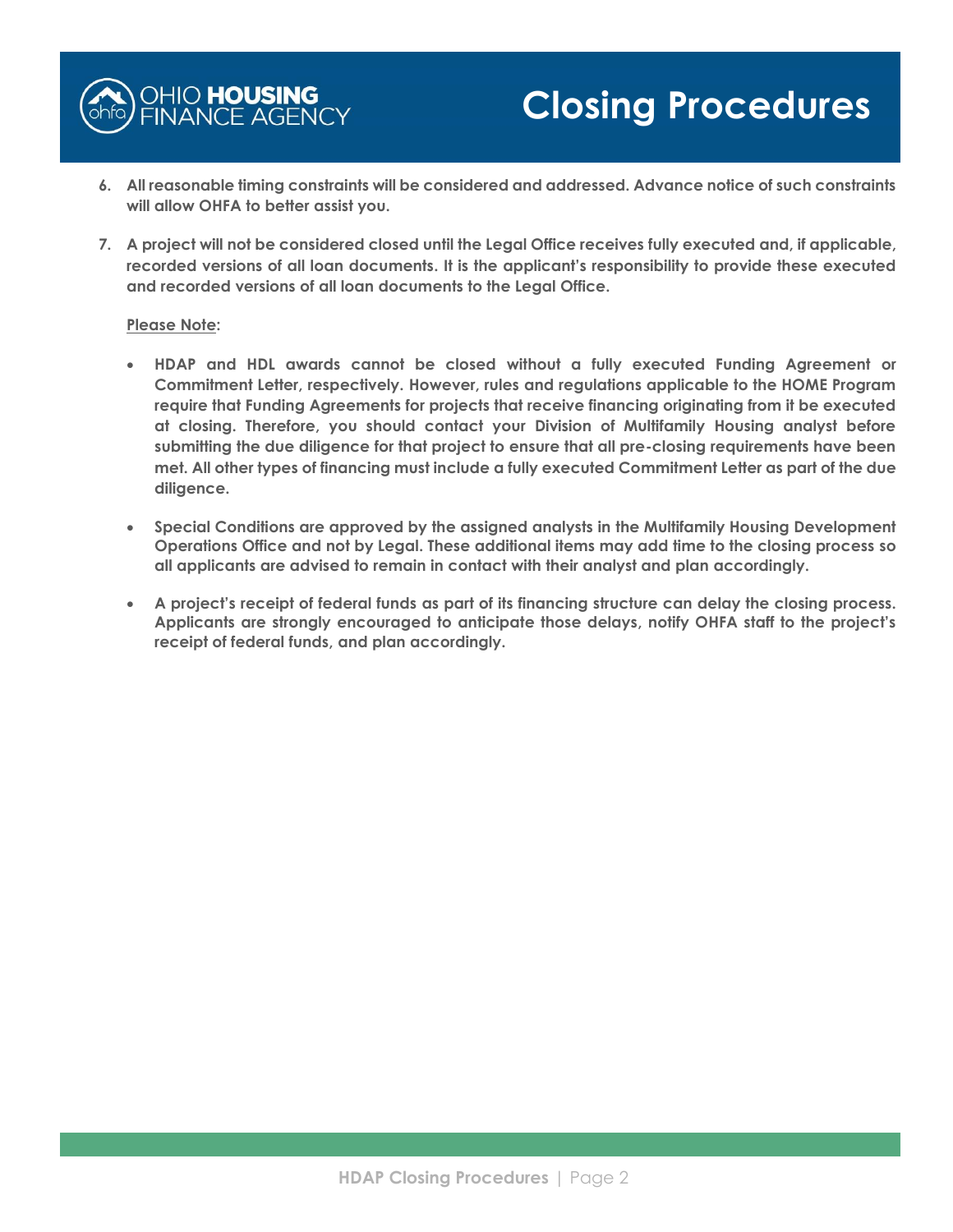# Closing Procedures

6. **All reasonable timing constraints will be considered and addressed. Advance notice of such constraints will allow OHFA to better assist you.**

7. **A project will not be considered closed until the Legal Office receives fully executed and, if applicable, recorded versions of all loan documents. It is the applicant's responsibility to provide these executed and recorded versions of all loan documents to the Legal Office.**

   **Please Note:**

   - **HDAP and HDL awards cannot be closed without a fully executed Funding Agreement or Commitment Letter, respectively. However, rules and regulations applicable to the HOME Program require that Funding Agreements for projects that receive financing originating from it be executed at closing. Therefore, you should contact your Division of Multifamily Housing analyst before submitting the due diligence for that project to ensure that all pre-closing requirements have been met. All other types of financing must include a fully executed Commitment Letter as part of the due diligence.**

   - **Special Conditions are approved by the assigned analysts in the Multifamily Housing Development Operations Office and not by Legal. These additional items may add time to the closing process so all applicants are advised to remain in contact with their analyst and plan accordingly.**

   - **A project's receipt of federal funds as part of its financing structure can delay the closing process. Applicants are strongly encouraged to anticipate those delays, notify OHFA staff to the project's receipt of federal funds, and plan accordingly.**